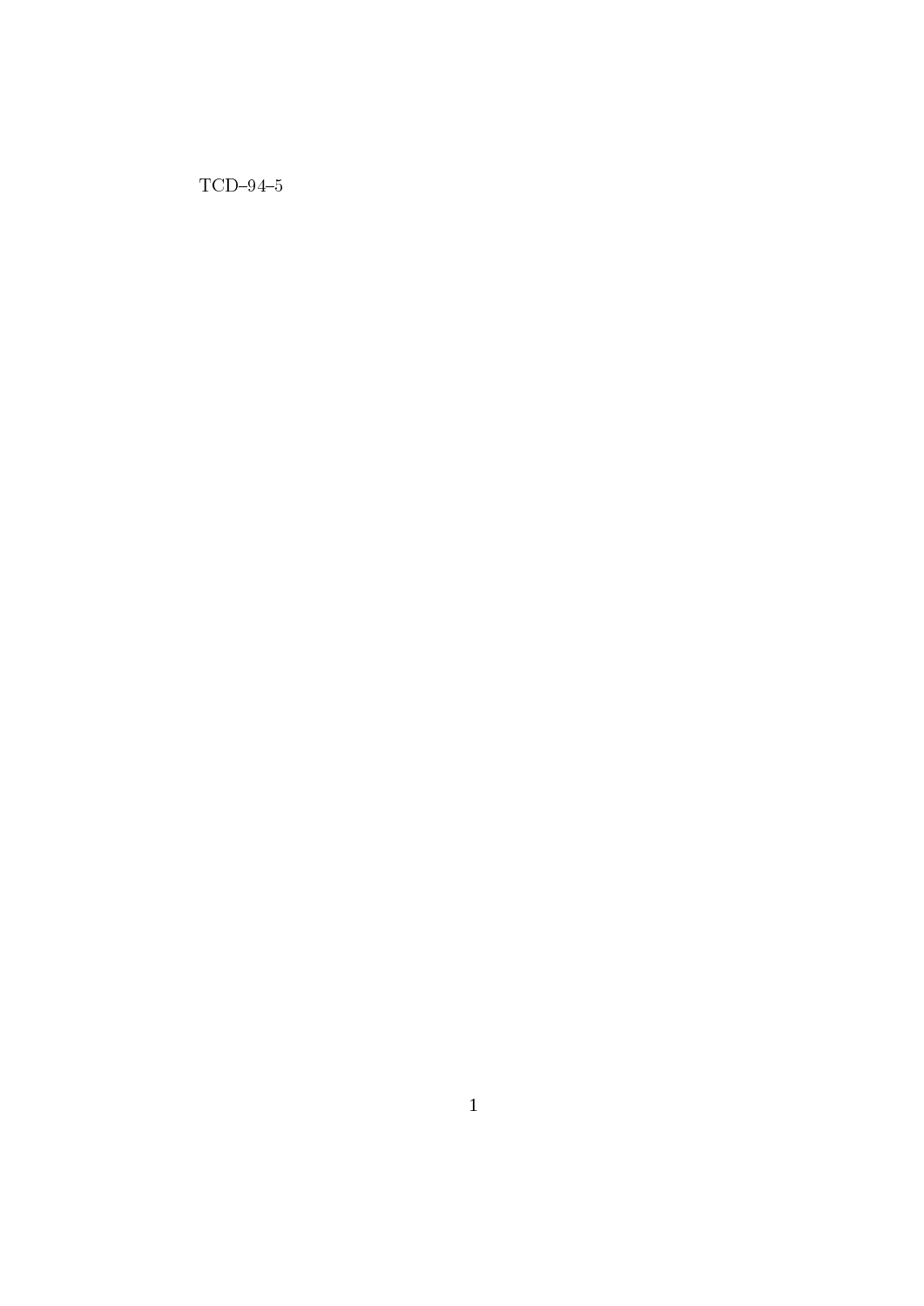TCD–94–5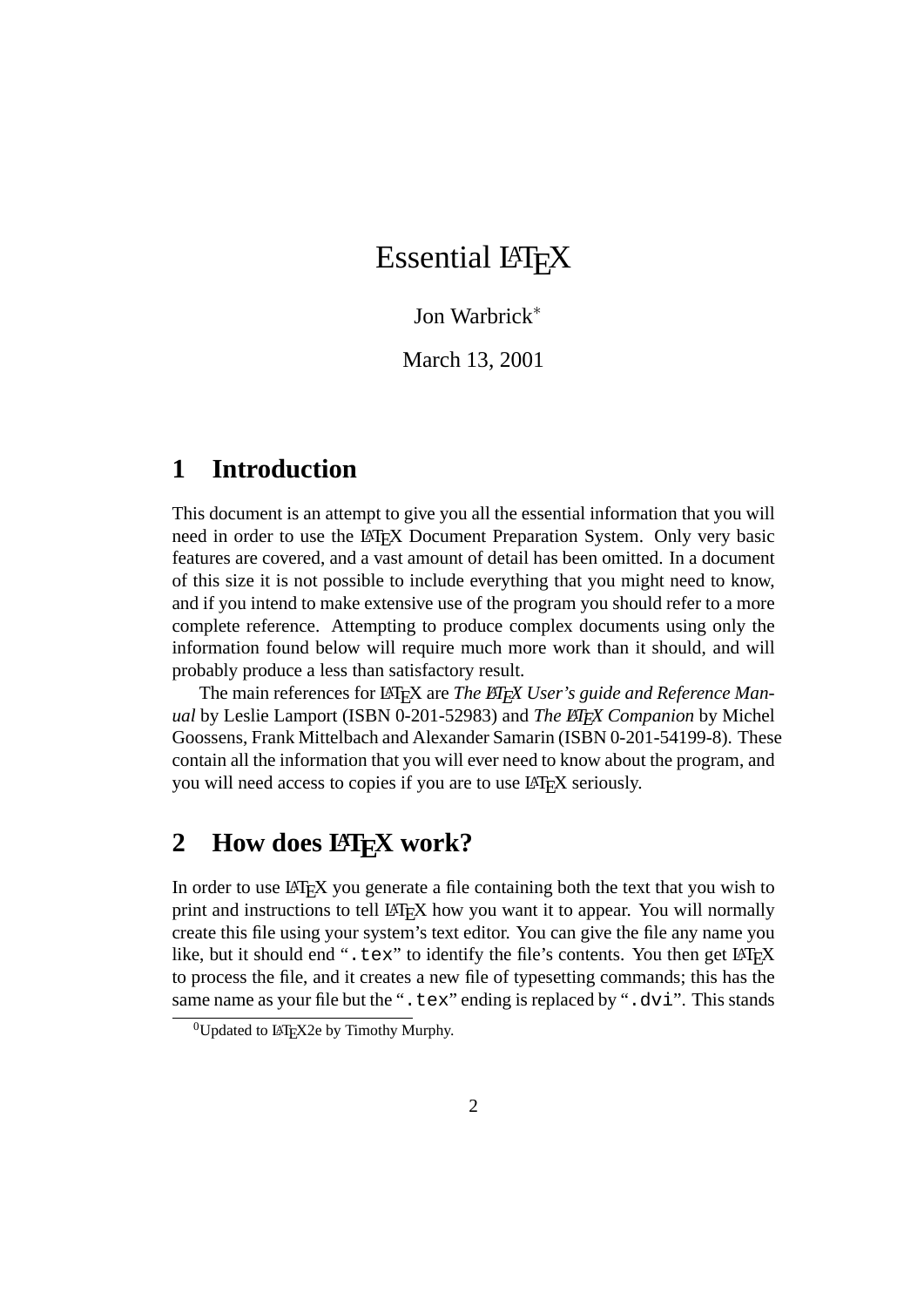# Essential LaTeX

Jon Warbrick*

March 13, 2001

## 1 Introduction

This document is an attempt to give you all the essential information that you will need in order to use the LaTeX Document Preparation System. Only very basic features are covered, and a vast amount of detail has been omitted. In a document of this size it is not possible to include everything that you might need to know, and if you intend to make extensive use of the program you should refer to a more complete reference. Attempting to produce complex documents using only the information found below will require much more work than it should, and will probably produce a less than satisfactory result.

The main references for LaTeX are *The LaTeX User's guide and Reference Manual* by Leslie Lamport (ISBN 0-201-52983) and *The LaTeX Companion* by Michel Goossens, Frank Mittelbach and Alexander Samarin (ISBN 0-201-54199-8). These contain all the information that you will ever need to know about the program, and you will need access to copies if you are to use LaTeX seriously.

## 2 How does LaTeX work?

In order to use LaTeX you generate a file containing both the text that you wish to print and instructions to tell LaTeX how you want it to appear. You will normally create this file using your system's text editor. You can give the file any name you like, but it should end "`.tex`" to identify the file's contents. You then get LaTeX to process the file, and it creates a new file of typesetting commands; this has the same name as your file but the "`.tex`" ending is replaced by "`.dvi`". This stands

[0] Updated to LaTeX2e by Timothy Murphy.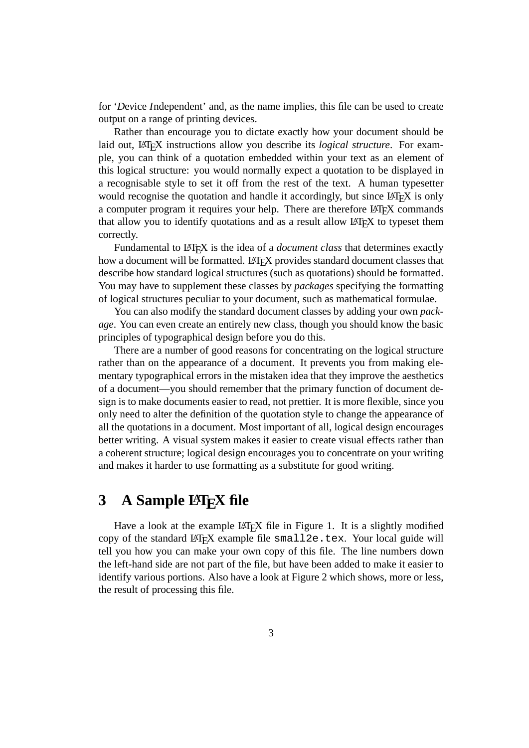for ‘*De*vice *I*ndependent’ and, as the name implies, this file can be used to create output on a range of printing devices.

Rather than encourage you to dictate exactly how your document should be laid out, LaTeX instructions allow you describe its *logical structure*. For example, you can think of a quotation embedded within your text as an element of this logical structure: you would normally expect a quotation to be displayed in a recognisable style to set it off from the rest of the text. A human typesetter would recognise the quotation and handle it accordingly, but since LaTeX is only a computer program it requires your help. There are therefore LaTeX commands that allow you to identify quotations and as a result allow LaTeX to typeset them correctly.

Fundamental to LaTeX is the idea of a *document class* that determines exactly how a document will be formatted. LaTeX provides standard document classes that describe how standard logical structures (such as quotations) should be formatted. You may have to supplement these classes by *packages* specifying the formatting of logical structures peculiar to your document, such as mathematical formulae.

You can also modify the standard document classes by adding your own *package*. You can even create an entirely new class, though you should know the basic principles of typographical design before you do this.

There are a number of good reasons for concentrating on the logical structure rather than on the appearance of a document. It prevents you from making elementary typographical errors in the mistaken idea that they improve the aesthetics of a document—you should remember that the primary function of document design is to make documents easier to read, not prettier. It is more flexible, since you only need to alter the definition of the quotation style to change the appearance of all the quotations in a document. Most important of all, logical design encourages better writing. A visual system makes it easier to create visual effects rather than a coherent structure; logical design encourages you to concentrate on your writing and makes it harder to use formatting as a substitute for good writing.

## 3 A Sample LaTeX file

Have a look at the example LaTeX file in Figure 1. It is a slightly modified copy of the standard LaTeX example file `small2e.tex`. Your local guide will tell you how you can make your own copy of this file. The line numbers down the left-hand side are not part of the file, but have been added to make it easier to identify various portions. Also have a look at Figure 2 which shows, more or less, the result of processing this file.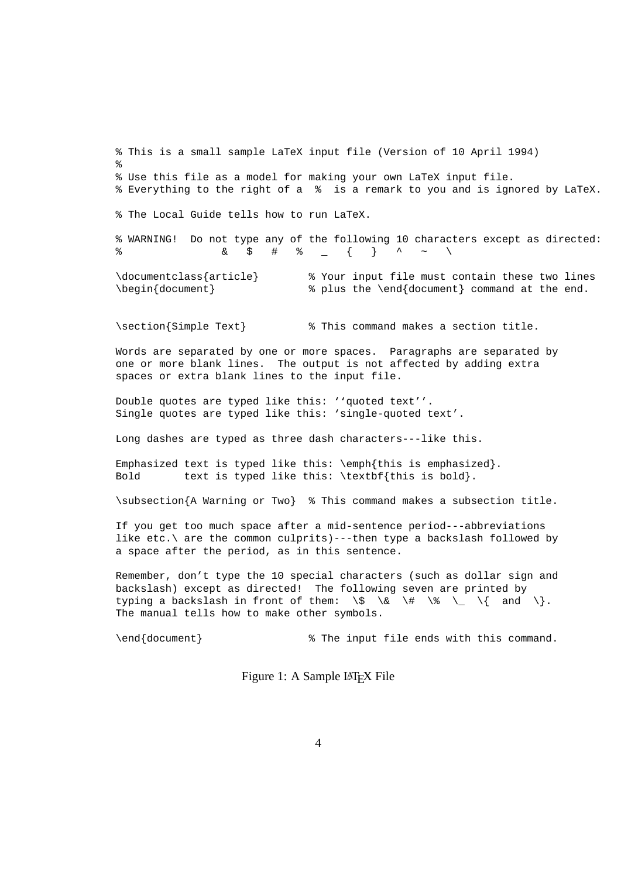```
% This is a small sample LaTeX input file (Version of 10 April 1994)
%
% Use this file as a model for making your own LaTeX input file.
% Everything to the right of a  %  is a remark to you and is ignored by LaTeX.

% The Local Guide tells how to run LaTeX.

% WARNING!  Do not type any of the following 10 characters except as directed:
%                &   $   #   %   _   {   }   ^   ~   \

\documentclass{article}        % Your input file must contain these two lines
\begin{document}               % plus the \end{document} command at the end.


\section{Simple Text}          % This command makes a section title.

Words are separated by one or more spaces.  Paragraphs are separated by
one or more blank lines.  The output is not affected by adding extra
spaces or extra blank lines to the input file.

Double quotes are typed like this: ``quoted text''.
Single quotes are typed like this: `single-quoted text'.

Long dashes are typed as three dash characters---like this.

Emphasized text is typed like this: \emph{this is emphasized}.
Bold       text is typed like this: \textbf{this is bold}.

\subsection{A Warning or Two}  % This command makes a subsection title.

If you get too much space after a mid-sentence period---abbreviations
like etc.\ are the common culprits)---then type a backslash followed by
a space after the period, as in this sentence.

Remember, don't type the 10 special characters (such as dollar sign and
backslash) except as directed!  The following seven are printed by
typing a backslash in front of them:  \$  \&  \#  \%  \_  \{  and  \}.
The manual tells how to make other symbols.

\end{document}                 % The input file ends with this command.
```

Figure 1: A Sample LaTeX File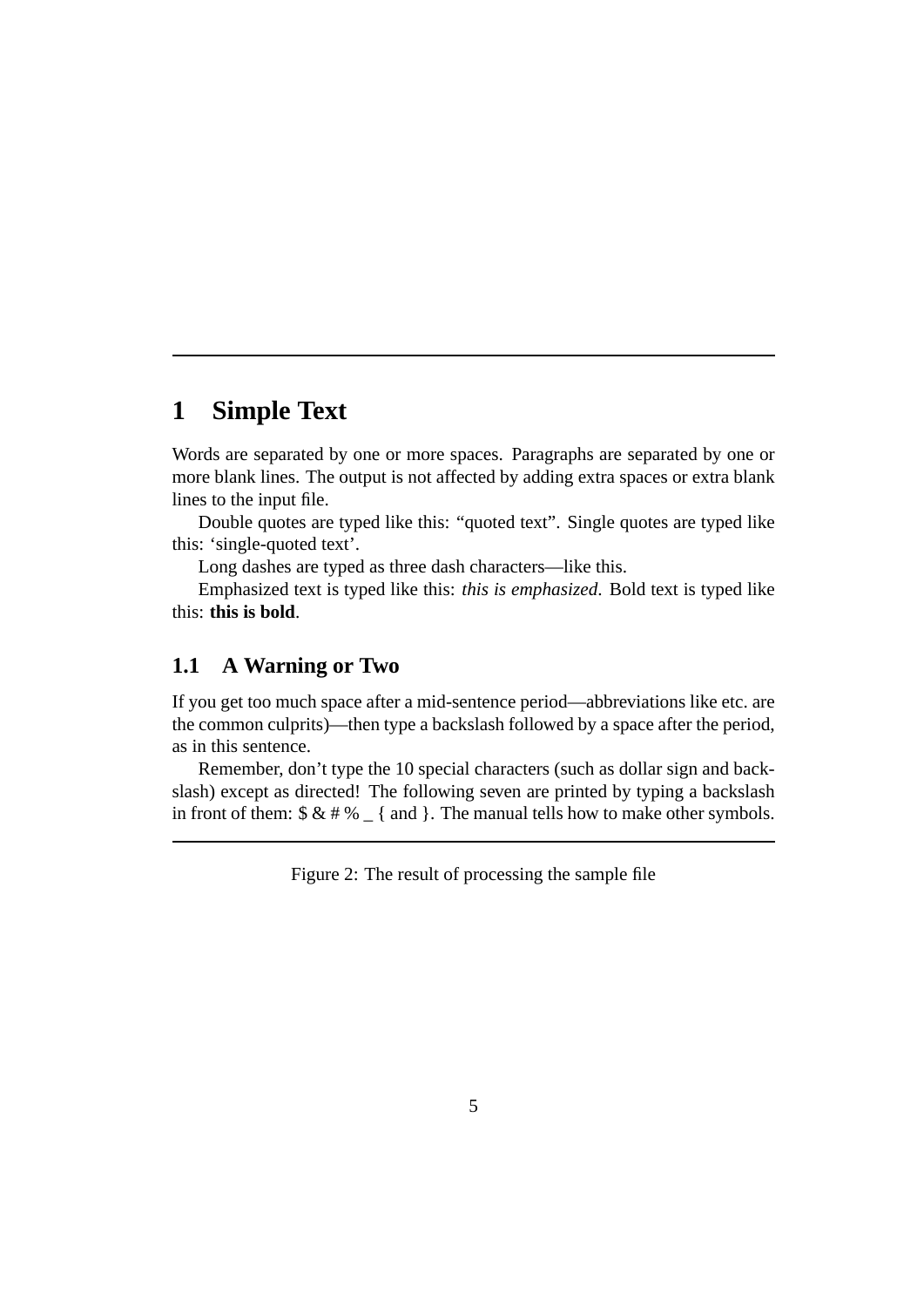# 1 Simple Text

Words are separated by one or more spaces. Paragraphs are separated by one or more blank lines. The output is not affected by adding extra spaces or extra blank lines to the input file.

Double quotes are typed like this: “quoted text”. Single quotes are typed like this: ‘single-quoted text’.

Long dashes are typed as three dash characters—like this.

Emphasized text is typed like this: *this is emphasized*. Bold text is typed like this: **this is bold**.

## 1.1 A Warning or Two

If you get too much space after a mid-sentence period—abbreviations like etc. are the common culprits)—then type a backslash followed by a space after the period, as in this sentence.

Remember, don’t type the 10 special characters (such as dollar sign and backslash) except as directed! The following seven are printed by typing a backslash in front of them: $ & # % _ { and }. The manual tells how to make other symbols.

Figure 2: The result of processing the sample file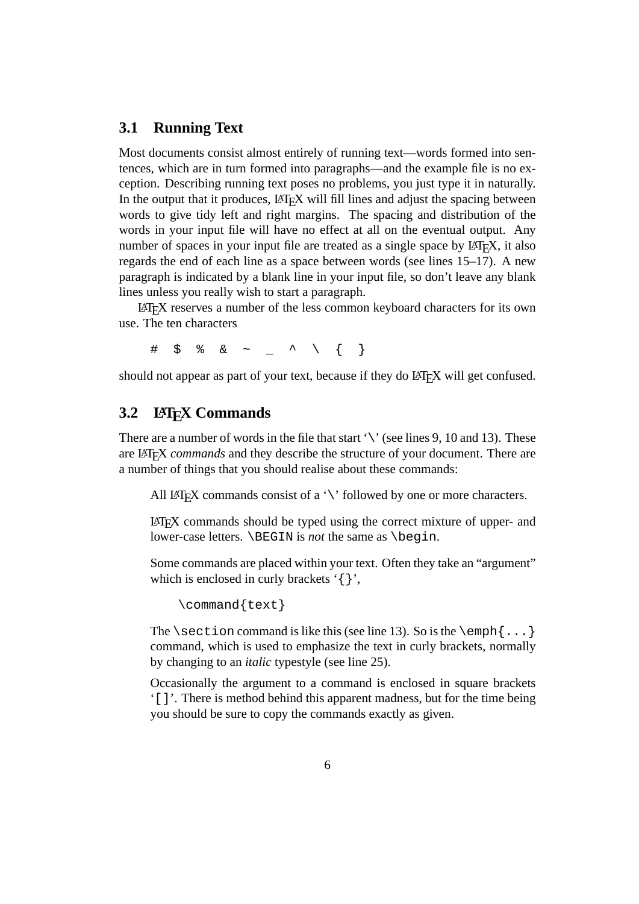## 3.1 Running Text

Most documents consist almost entirely of running text—words formed into sentences, which are in turn formed into paragraphs—and the example file is no exception. Describing running text poses no problems, you just type it in naturally. In the output that it produces, LaTeX will fill lines and adjust the spacing between words to give tidy left and right margins. The spacing and distribution of the words in your input file will have no effect at all on the eventual output. Any number of spaces in your input file are treated as a single space by LaTeX, it also regards the end of each line as a space between words (see lines 15–17). A new paragraph is indicated by a blank line in your input file, so don't leave any blank lines unless you really wish to start a paragraph.

LaTeX reserves a number of the less common keyboard characters for its own use. The ten characters

```
# $ % & ~ _ ^ \ { }
```

should not appear as part of your text, because if they do LaTeX will get confused.

## 3.2 LaTeX Commands

There are a number of words in the file that start '\' (see lines 9, 10 and 13). These are LaTeX *commands* and they describe the structure of your document. There are a number of things that you should realise about these commands:

> All LaTeX commands consist of a '\' followed by one or more characters.
>
> LaTeX commands should be typed using the correct mixture of upper- and lower-case letters. `\BEGIN` is *not* the same as `\begin`.
>
> Some commands are placed within your text. Often they take an "argument" which is enclosed in curly brackets '`{}`',
>
> ```
> \command{text}
> ```
>
> The `\section` command is like this (see line 13). So is the `\emph{...}` command, which is used to emphasize the text in curly brackets, normally by changing to an *italic* typestyle (see line 25).
>
> Occasionally the argument to a command is enclosed in square brackets '`[]`'. There is method behind this apparent madness, but for the time being you should be sure to copy the commands exactly as given.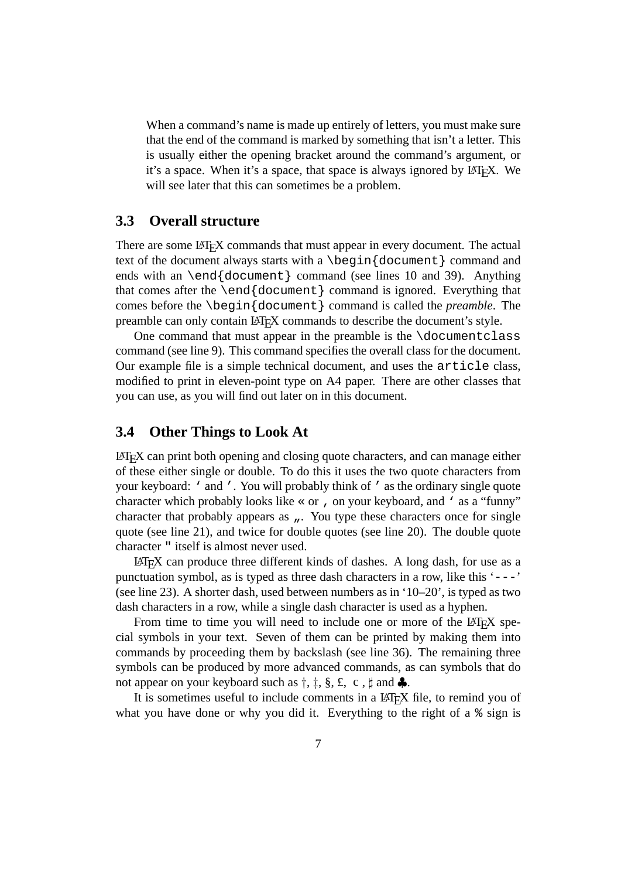When a command's name is made up entirely of letters, you must make sure that the end of the command is marked by something that isn't a letter. This is usually either the opening bracket around the command's argument, or it's a space. When it's a space, that space is always ignored by LaTeX. We will see later that this can sometimes be a problem.

## 3.3 Overall structure

There are some LaTeX commands that must appear in every document. The actual text of the document always starts with a `\begin{document}` command and ends with an `\end{document}` command (see lines 10 and 39). Anything that comes after the `\end{document}` command is ignored. Everything that comes before the `\begin{document}` command is called the *preamble*. The preamble can only contain LaTeX commands to describe the document's style.

One command that must appear in the preamble is the `\documentclass` command (see line 9). This command specifies the overall class for the document. Our example file is a simple technical document, and uses the `article` class, modified to print in eleven-point type on A4 paper. There are other classes that you can use, as you will find out later on in this document.

## 3.4 Other Things to Look At

LaTeX can print both opening and closing quote characters, and can manage either of these either single or double. To do this it uses the two quote characters from your keyboard: `‘` and `’`. You will probably think of `’` as the ordinary single quote character which probably looks like « or `,` on your keyboard, and `‘` as a "funny" character that probably appears as „. You type these characters once for single quote (see line 21), and twice for double quotes (see line 20). The double quote character `"` itself is almost never used.

LaTeX can produce three different kinds of dashes. A long dash, for use as a punctuation symbol, as is typed as three dash characters in a row, like this '`---`' (see line 23). A shorter dash, used between numbers as in '10–20', is typed as two dash characters in a row, while a single dash character is used as a hyphen.

From time to time you will need to include one or more of the LaTeX special symbols in your text. Seven of them can be printed by making them into commands by proceeding them by backslash (see line 36). The remaining three symbols can be produced by more advanced commands, as can symbols that do not appear on your keyboard such as †, ‡, §, £, ©, ♯ and ♣.

It is sometimes useful to include comments in a LaTeX file, to remind you of what you have done or why you did it. Everything to the right of a `%` sign is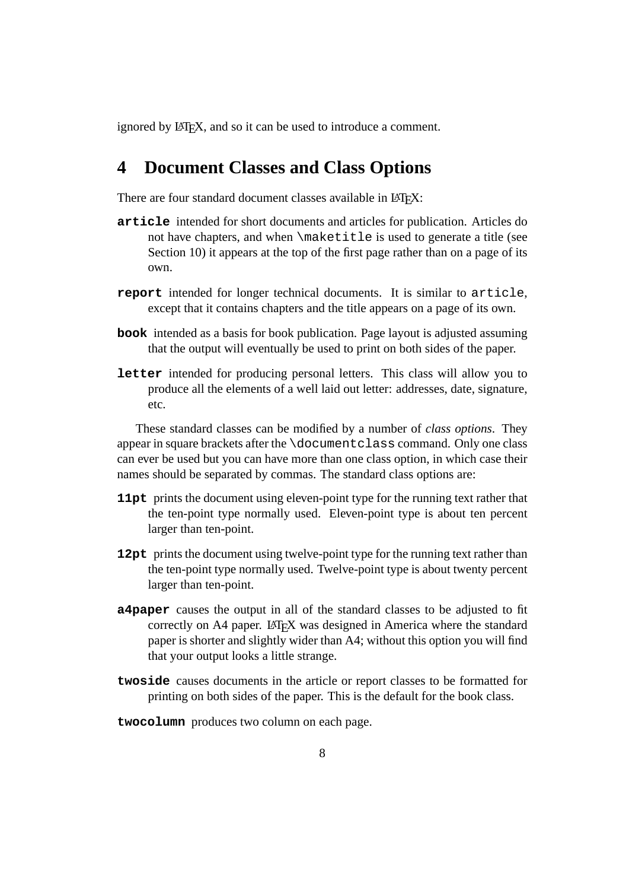ignored by LaTeX, and so it can be used to introduce a comment.

## 4 Document Classes and Class Options

There are four standard document classes available in LaTeX:

**`article`** intended for short documents and articles for publication. Articles do not have chapters, and when `\maketitle` is used to generate a title (see Section 10) it appears at the top of the first page rather than on a page of its own.

**`report`** intended for longer technical documents. It is similar to `article`, except that it contains chapters and the title appears on a page of its own.

**`book`** intended as a basis for book publication. Page layout is adjusted assuming that the output will eventually be used to print on both sides of the paper.

**`letter`** intended for producing personal letters. This class will allow you to produce all the elements of a well laid out letter: addresses, date, signature, etc.

These standard classes can be modified by a number of *class options*. They appear in square brackets after the `\documentclass` command. Only one class can ever be used but you can have more than one class option, in which case their names should be separated by commas. The standard class options are:

**`11pt`** prints the document using eleven-point type for the running text rather that the ten-point type normally used. Eleven-point type is about ten percent larger than ten-point.

**`12pt`** prints the document using twelve-point type for the running text rather than the ten-point type normally used. Twelve-point type is about twenty percent larger than ten-point.

**`a4paper`** causes the output in all of the standard classes to be adjusted to fit correctly on A4 paper. LaTeX was designed in America where the standard paper is shorter and slightly wider than A4; without this option you will find that your output looks a little strange.

**`twoside`** causes documents in the article or report classes to be formatted for printing on both sides of the paper. This is the default for the book class.

**`twocolumn`** produces two column on each page.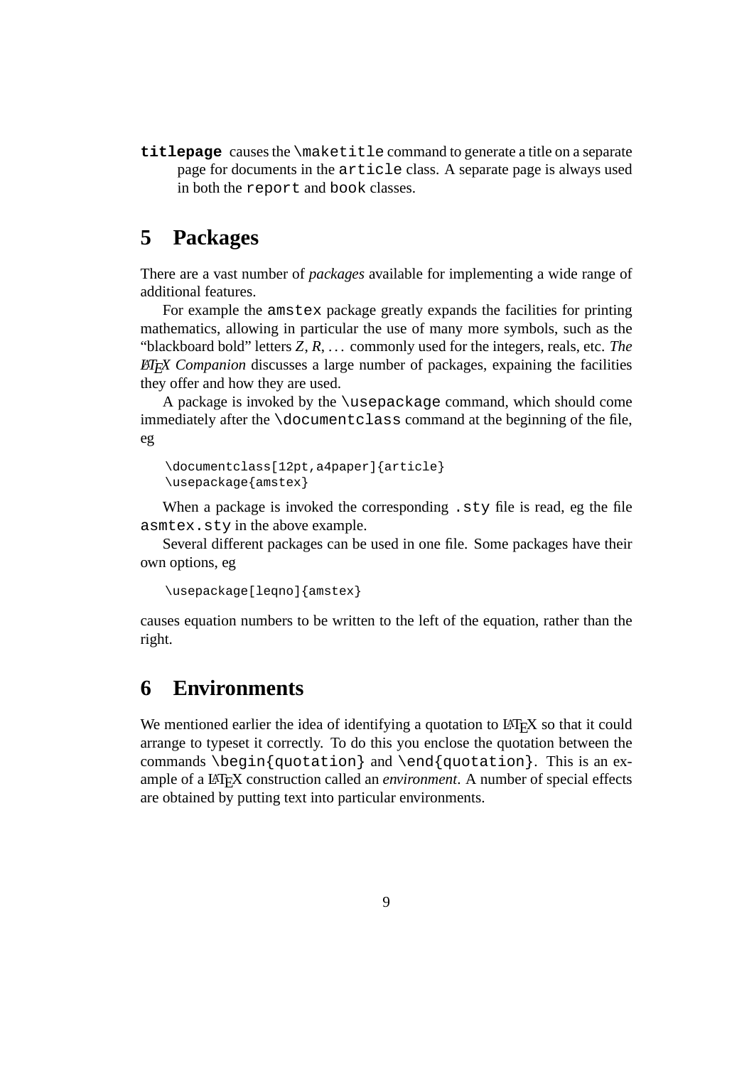**`titlepage`** causes the `\maketitle` command to generate a title on a separate page for documents in the `article` class. A separate page is always used in both the `report` and `book` classes.

## 5 Packages

There are a vast number of *packages* available for implementing a wide range of additional features.

For example the `amstex` package greatly expands the facilities for printing mathematics, allowing in particular the use of many more symbols, such as the "blackboard bold" letters $Z$, $R$, ... commonly used for the integers, reals, etc. *The LaTeX Companion* discusses a large number of packages, expaining the facilities they offer and how they are used.

A package is invoked by the `\usepackage` command, which should come immediately after the `\documentclass` command at the beginning of the file, eg

```
\documentclass[12pt,a4paper]{article}
\usepackage{amstex}
```

When a package is invoked the corresponding `.sty` file is read, eg the file `asmtex.sty` in the above example.

Several different packages can be used in one file. Some packages have their own options, eg

```
\usepackage[leqno]{amstex}
```

causes equation numbers to be written to the left of the equation, rather than the right.

## 6 Environments

We mentioned earlier the idea of identifying a quotation to LaTeX so that it could arrange to typeset it correctly. To do this you enclose the quotation between the commands `\begin{quotation}` and `\end{quotation}`. This is an example of a LaTeX construction called an *environment*. A number of special effects are obtained by putting text into particular environments.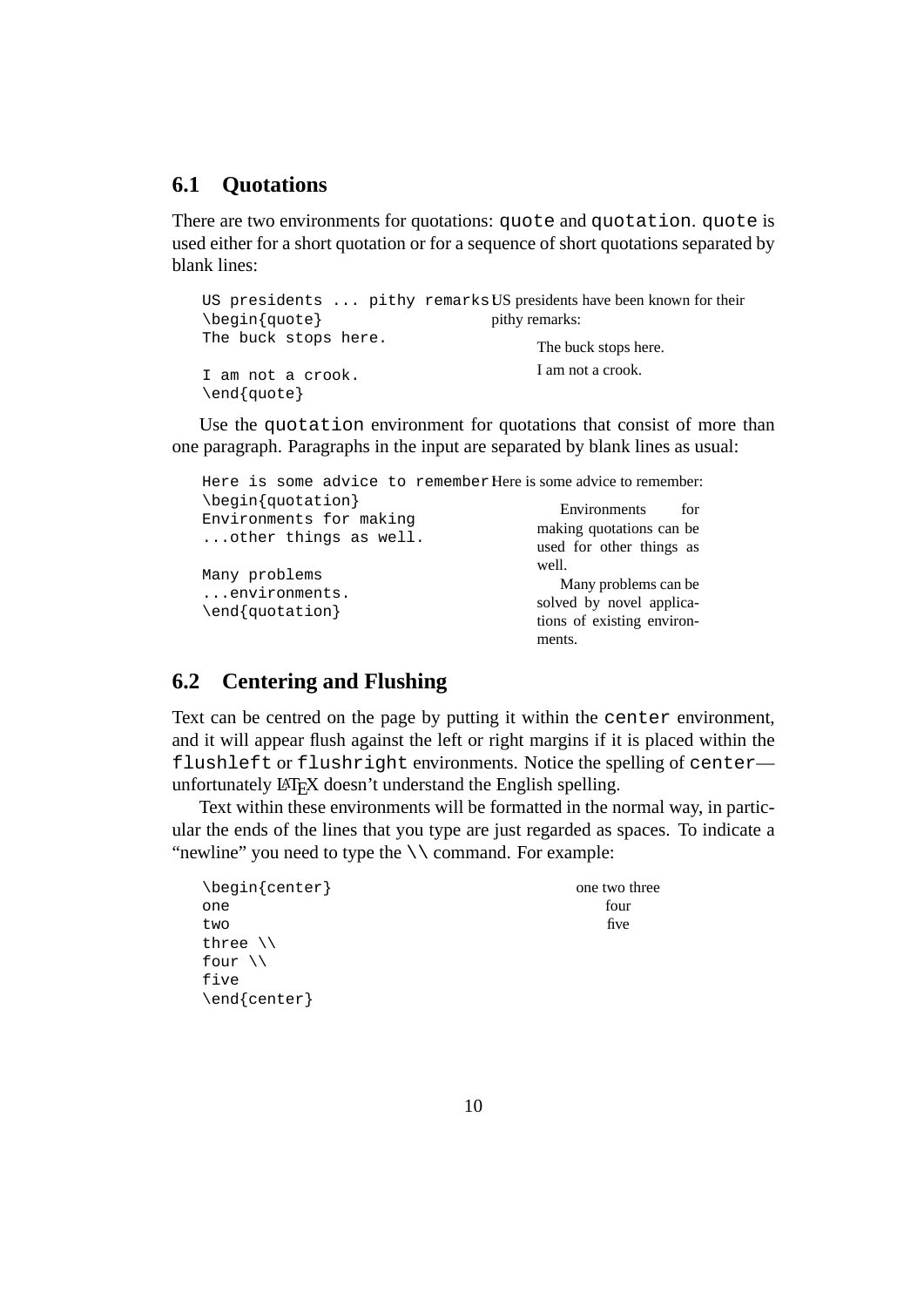## 6.1 Quotations

There are two environments for quotations: `quote` and `quotation`. `quote` is used either for a short quotation or for a sequence of short quotations separated by blank lines:

```
US presidents ... pithy remarks:
\begin{quote}
The buck stops here.

I am not a crook.
\end{quote}
```

US presidents have been known for their pithy remarks:

> The buck stops here.
>
> I am not a crook.

Use the `quotation` environment for quotations that consist of more than one paragraph. Paragraphs in the input are separated by blank lines as usual:

```
Here is some advice to remember:
\begin{quotation}
Environments for making
...other things as well.

Many problems
...environments.
\end{quotation}
```

Here is some advice to remember:

> Environments for making quotations can be used for other things as well.
>
> Many problems can be solved by novel applications of existing environments.

## 6.2 Centering and Flushing

Text can be centred on the page by putting it within the `center` environment, and it will appear flush against the left or right margins if it is placed within the `flushleft` or `flushright` environments. Notice the spelling of `center`—unfortunately LaTeX doesn't understand the English spelling.

Text within these environments will be formatted in the normal way, in particular the ends of the lines that you type are just regarded as spaces. To indicate a "newline" you need to type the `\\` command. For example:

```
\begin{center}
one
two
three \\
four \\
five
\end{center}
```

one two three
four
five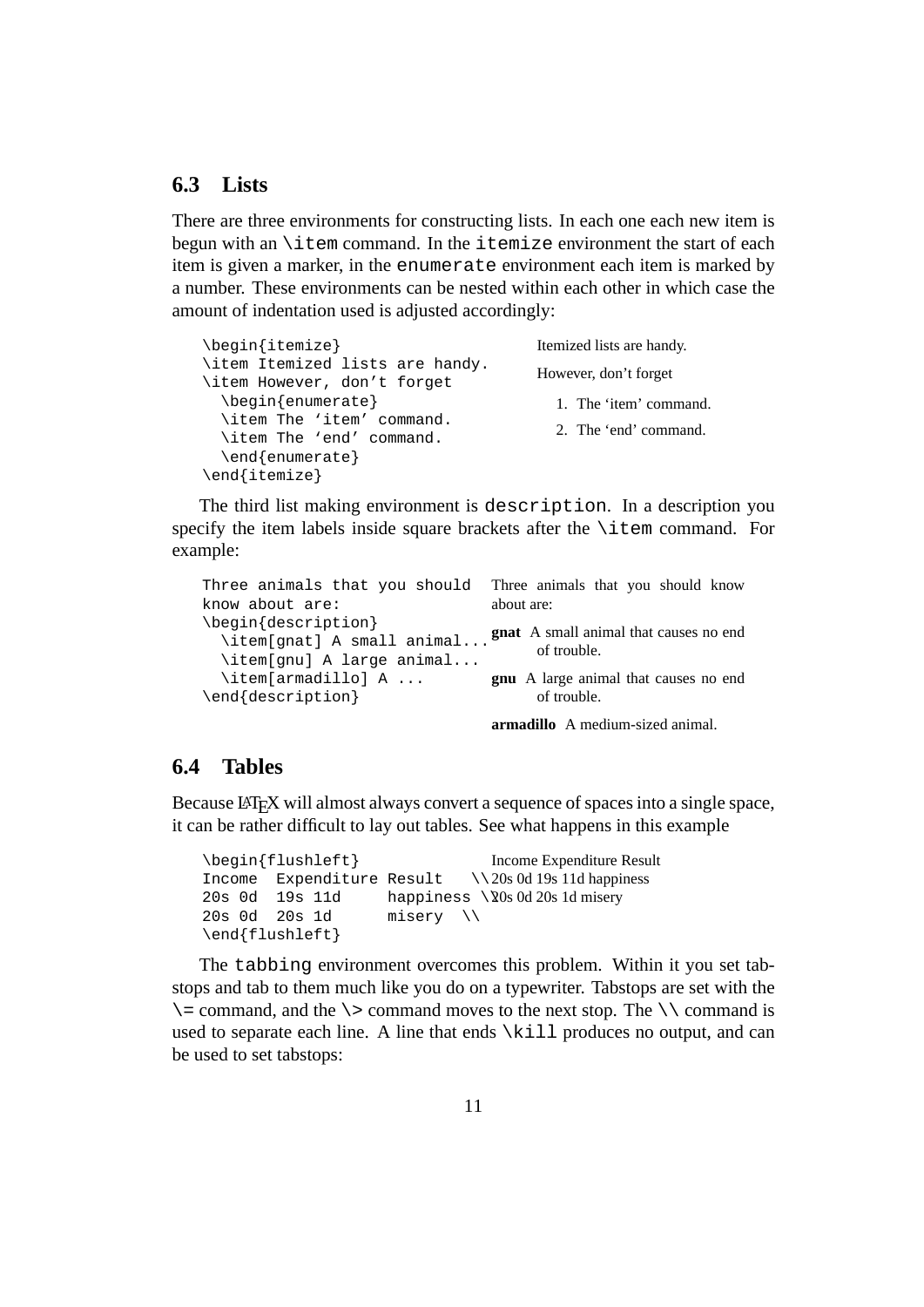## 6.3 Lists

There are three environments for constructing lists. In each one each new item is begun with an `\item` command. In the `itemize` environment the start of each item is given a marker, in the `enumerate` environment each item is marked by a number. These environments can be nested within each other in which case the amount of indentation used is adjusted accordingly:

```
\begin{itemize}
\item Itemized lists are handy.
\item However, don't forget
  \begin{enumerate}
  \item The 'item' command.
  \item The 'end' command.
  \end{enumerate}
\end{itemize}
```

- Itemized lists are handy.
- However, don't forget
  1. The 'item' command.
  2. The 'end' command.

The third list making environment is `description`. In a description you specify the item labels inside square brackets after the `\item` command. For example:

```
Three animals that you should
know about are:
\begin{description}
  \item[gnat] A small animal...
  \item[gnu] A large animal...
  \item[armadillo] A ...
\end{description}
```

Three animals that you should know about are:

**gnat** A small animal that causes no end of trouble.

**gnu** A large animal that causes no end of trouble.

**armadillo** A medium-sized animal.

## 6.4 Tables

Because LaTeX will almost always convert a sequence of spaces into a single space, it can be rather difficult to lay out tables. See what happens in this example

```
\begin{flushleft}
Income  Expenditure Result    \\
20s 0d  19s 11d     happiness \\
20s 0d  20s 1d      misery  \\
\end{flushleft}
```

Income Expenditure Result
20s 0d 19s 11d happiness
20s 0d 20s 1d misery

The `tabbing` environment overcomes this problem. Within it you set tabstops and tab to them much like you do on a typewriter. Tabstops are set with the `\=` command, and the `\>` command moves to the next stop. The `\\` command is used to separate each line. A line that ends `\kill` produces no output, and can be used to set tabstops: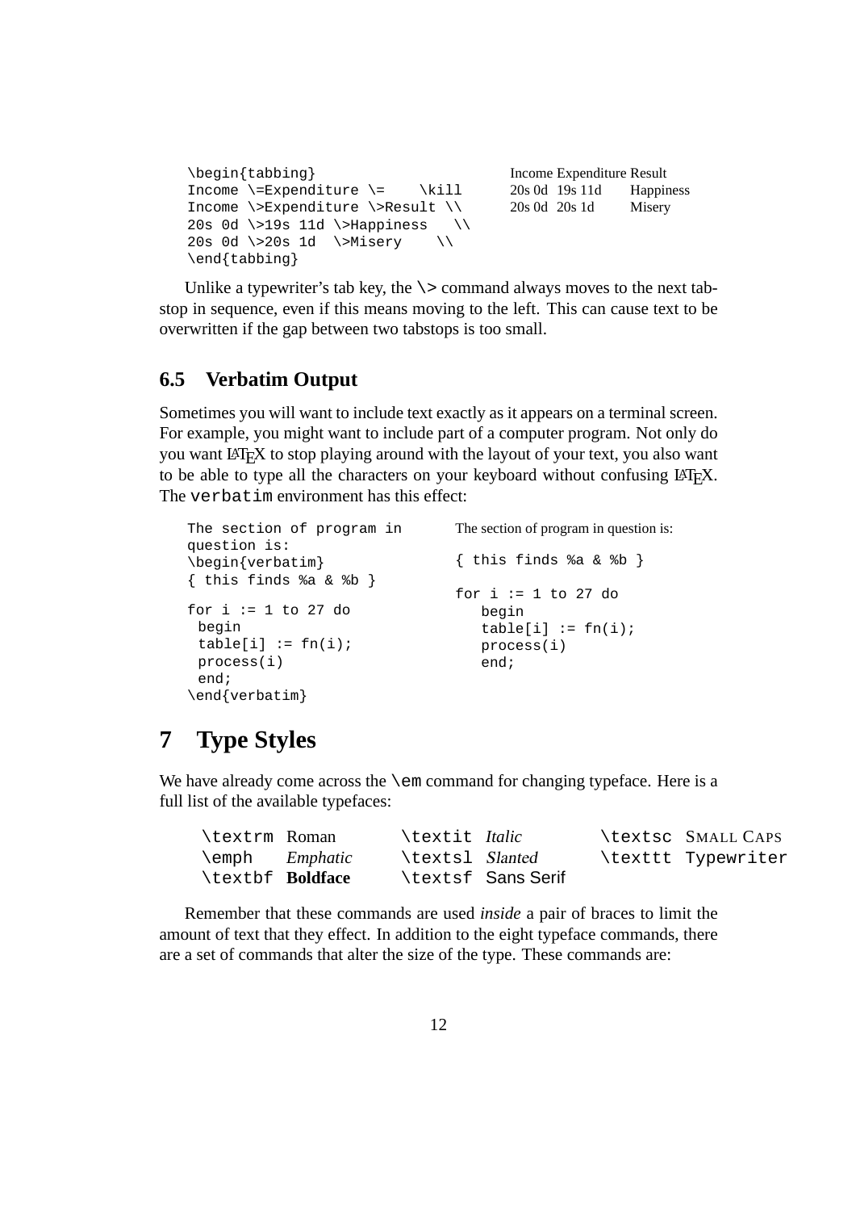```
\begin{tabbing}
Income \=Expenditure \=    \kill
Income \>Expenditure \>Result \\
20s 0d \>19s 11d \>Happiness   \\
20s 0d \>20s 1d  \>Misery    \\
\end{tabbing}
```

| | | |
|---|---|---|
| Income | Expenditure | Result |
| 20s 0d | 19s 11d | Happiness |
| 20s 0d | 20s 1d | Misery |

Unlike a typewriter's tab key, the `\>` command always moves to the next tabstop in sequence, even if this means moving to the left. This can cause text to be overwritten if the gap between two tabstops is too small.

### 6.5 Verbatim Output

Sometimes you will want to include text exactly as it appears on a terminal screen. For example, you might want to include part of a computer program. Not only do you want LaTeX to stop playing around with the layout of your text, you also want to be able to type all the characters on your keyboard without confusing LaTeX. The `verbatim` environment has this effect:

```
The section of program in
question is:
\begin{verbatim}
{ this finds %a & %b }

for i := 1 to 27 do
 begin
 table[i] := fn(i);
 process(i)
 end;
\end{verbatim}
```

The section of program in question is:

```
{ this finds %a & %b }

for i := 1 to 27 do
   begin
   table[i] := fn(i);
   process(i)
   end;
```

## 7 Type Styles

We have already come across the `\em` command for changing typeface. Here is a full list of the available typefaces:

| | | | | | |
|---|---|---|---|---|---|
| `\textrm` | Roman | `\textit` | *Italic* | `\textsc` | SMALL CAPS |
| `\emph` | *Emphatic* | `\textsl` | *Slanted* | `\texttt` | `Typewriter` |
| `\textbf` | **Boldface** | `\textsf` | Sans Serif | | |

Remember that these commands are used *inside* a pair of braces to limit the amount of text that they effect. In addition to the eight typeface commands, there are a set of commands that alter the size of the type. These commands are: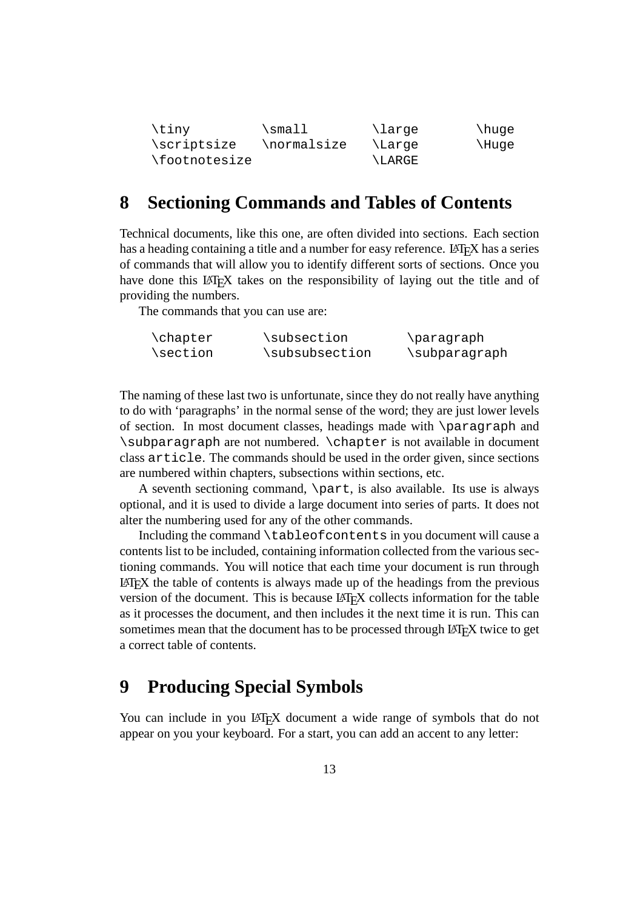```
\tiny          \small        \large       \huge
\scriptsize    \normalsize   \Large       \Huge
\footnotesize                \LARGE
```

## 8 Sectioning Commands and Tables of Contents

Technical documents, like this one, are often divided into sections. Each section has a heading containing a title and a number for easy reference. LaTeX has a series of commands that will allow you to identify different sorts of sections. Once you have done this LaTeX takes on the responsibility of laying out the title and of providing the numbers.

The commands that you can use are:

```
\chapter      \subsection       \paragraph
\section      \subsubsection    \subparagraph
```

The naming of these last two is unfortunate, since they do not really have anything to do with 'paragraphs' in the normal sense of the word; they are just lower levels of section. In most document classes, headings made with `\paragraph` and `\subparagraph` are not numbered. `\chapter` is not available in document class `article`. The commands should be used in the order given, since sections are numbered within chapters, subsections within sections, etc.

A seventh sectioning command, `\part`, is also available. Its use is always optional, and it is used to divide a large document into series of parts. It does not alter the numbering used for any of the other commands.

Including the command `\tableofcontents` in you document will cause a contents list to be included, containing information collected from the various sectioning commands. You will notice that each time your document is run through LaTeX the table of contents is always made up of the headings from the previous version of the document. This is because LaTeX collects information for the table as it processes the document, and then includes it the next time it is run. This can sometimes mean that the document has to be processed through LaTeX twice to get a correct table of contents.

## 9 Producing Special Symbols

You can include in you LaTeX document a wide range of symbols that do not appear on you your keyboard. For a start, you can add an accent to any letter: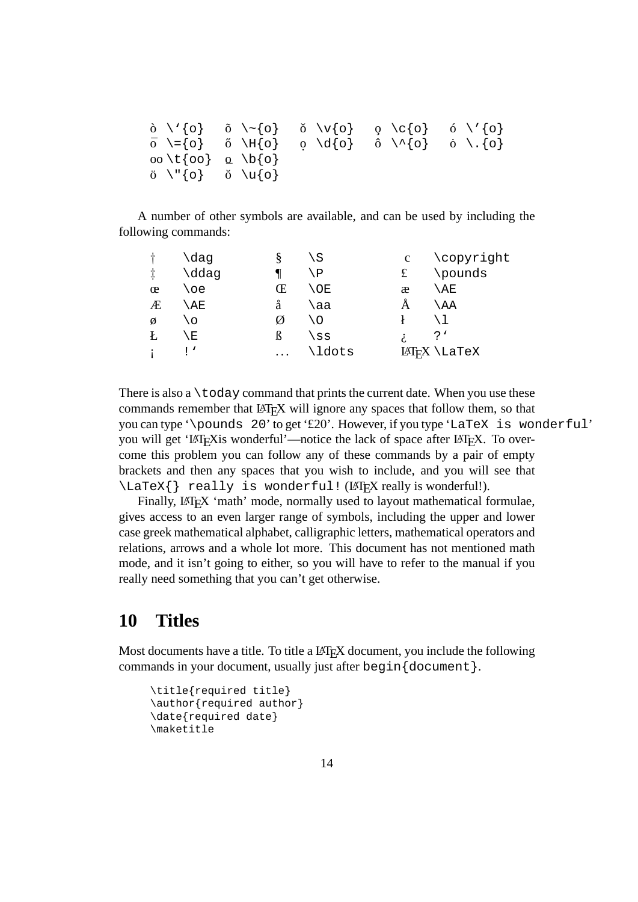| | | | | | | | | | |
|---|---|---|---|---|---|---|---|---|---|
| ò | \‘{o} | õ | \~{o} | ǒ | \v{o} | o̧ | \c{o} | ó | \’{o} |
| ō | \={o} | ő | \H{o} | ọ | \d{o} | ô | \^{o} | ȯ | \.{o} |
| o͡o | \t{oo} | o̲ | \b{o} | | | | | | |
| ö | \"{o} | ŏ | \u{o} | | | | | | |

A number of other symbols are available, and can be used by including the following commands:

| | | | | | |
|---|---|---|---|---|---|
| † | \dag | § | \S | © | \copyright |
| ‡ | \ddag | ¶ | \P | £ | \pounds |
| œ | \oe | Œ | \OE | æ | \AE |
| Æ | \AE | å | \aa | Å | \AA |
| ø | \o | Ø | \O | ł | \l |
| Ł | \E | ß | \ss | ¿ | ?‘ |
| ¡ | !‘ | ... | \ldots | LaTeX | \LaTeX |

There is also a `\today` command that prints the current date. When you use these commands remember that LaTeX will ignore any spaces that follow them, so that you can type ‘`\pounds 20`’ to get ‘£20’. However, if you type ‘`LaTeX is wonderful`’ you will get ‘LaTeXis wonderful’—notice the lack of space after LaTeX. To overcome this problem you can follow any of these commands by a pair of empty brackets and then any spaces that you wish to include, and you will see that `\LaTeX{} really is wonderful!` (LaTeX really is wonderful!).

Finally, LaTeX ‘math’ mode, normally used to layout mathematical formulae, gives access to an even larger range of symbols, including the upper and lower case greek mathematical alphabet, calligraphic letters, mathematical operators and relations, arrows and a whole lot more. This document has not mentioned math mode, and it isn’t going to either, so you will have to refer to the manual if you really need something that you can’t get otherwise.

## 10 Titles

Most documents have a title. To title a LaTeX document, you include the following commands in your document, usually just after `begin{document}`.

```
\title{required title}
\author{required author}
\date{required date}
\maketitle
```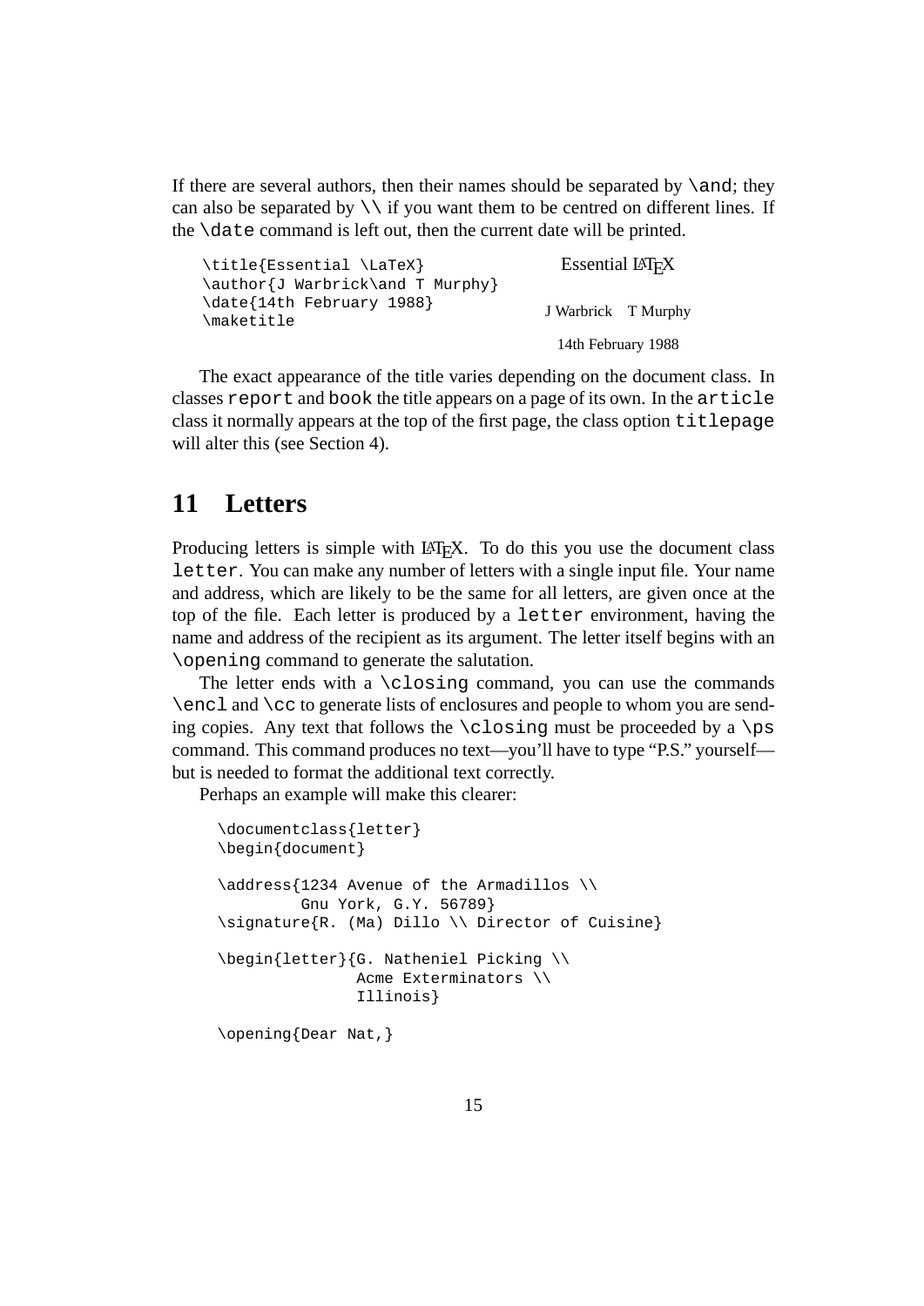If there are several authors, then their names should be separated by `\and`; they can also be separated by `\\` if you want them to be centred on different lines. If the `\date` command is left out, then the current date will be printed.

```
\title{Essential \LaTeX}
\author{J Warbrick\and T Murphy}
\date{14th February 1988}
\maketitle
```

Essential LaTeX

J Warbrick    T Murphy

14th February 1988

The exact appearance of the title varies depending on the document class. In classes `report` and `book` the title appears on a page of its own. In the `article` class it normally appears at the top of the first page, the class option `titlepage` will alter this (see Section 4).

## 11 Letters

Producing letters is simple with LaTeX. To do this you use the document class `letter`. You can make any number of letters with a single input file. Your name and address, which are likely to be the same for all letters, are given once at the top of the file. Each letter is produced by a `letter` environment, having the name and address of the recipient as its argument. The letter itself begins with an `\opening` command to generate the salutation.

The letter ends with a `\closing` command, you can use the commands `\encl` and `\cc` to generate lists of enclosures and people to whom you are sending copies. Any text that follows the `\closing` must be proceeded by a `\ps` command. This command produces no text—you'll have to type "P.S." yourself—but is needed to format the additional text correctly.

Perhaps an example will make this clearer:

```
\documentclass{letter}
\begin{document}

\address{1234 Avenue of the Armadillos \\
         Gnu York, G.Y. 56789}
\signature{R. (Ma) Dillo \\ Director of Cuisine}

\begin{letter}{G. Natheniel Picking \\
               Acme Exterminators \\
               Illinois}

\opening{Dear Nat,}
```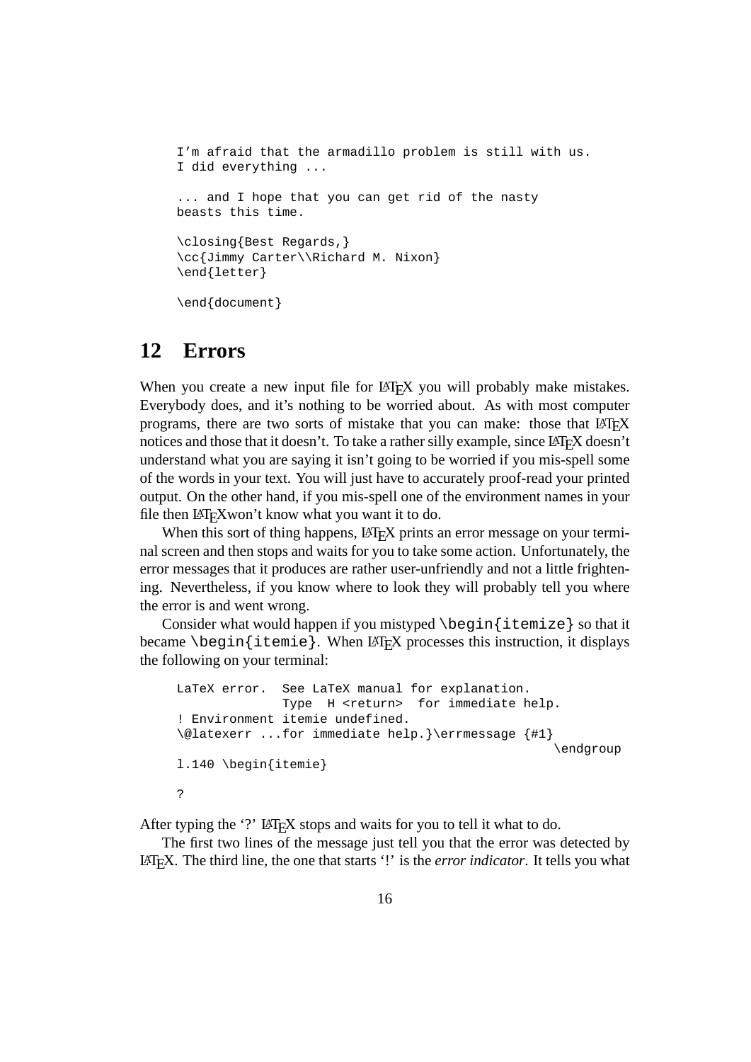```
I'm afraid that the armadillo problem is still with us.
I did everything ...

... and I hope that you can get rid of the nasty
beasts this time.

\closing{Best Regards,}
\cc{Jimmy Carter\\Richard M. Nixon}
\end{letter}

\end{document}
```

## 12 Errors

When you create a new input file for LaTeX you will probably make mistakes. Everybody does, and it's nothing to be worried about. As with most computer programs, there are two sorts of mistake that you can make: those that LaTeX notices and those that it doesn't. To take a rather silly example, since LaTeX doesn't understand what you are saying it isn't going to be worried if you mis-spell some of the words in your text. You will just have to accurately proof-read your printed output. On the other hand, if you mis-spell one of the environment names in your file then LaTeXwon't know what you want it to do.

When this sort of thing happens, LaTeX prints an error message on your terminal screen and then stops and waits for you to take some action. Unfortunately, the error messages that it produces are rather user-unfriendly and not a little frightening. Nevertheless, if you know where to look they will probably tell you where the error is and went wrong.

Consider what would happen if you mistyped `\begin{itemize}` so that it became `\begin{itemie}`. When LaTeX processes this instruction, it displays the following on your terminal:

```
LaTeX error.  See LaTeX manual for explanation.
              Type  H <return>  for immediate help.
! Environment itemie undefined.
\@latexerr ...for immediate help.}\errmessage {#1}
                                                  \endgroup
l.140 \begin{itemie}

?
```

After typing the '?' LaTeX stops and waits for you to tell it what to do.

The first two lines of the message just tell you that the error was detected by LaTeX. The third line, the one that starts '!' is the *error indicator*. It tells you what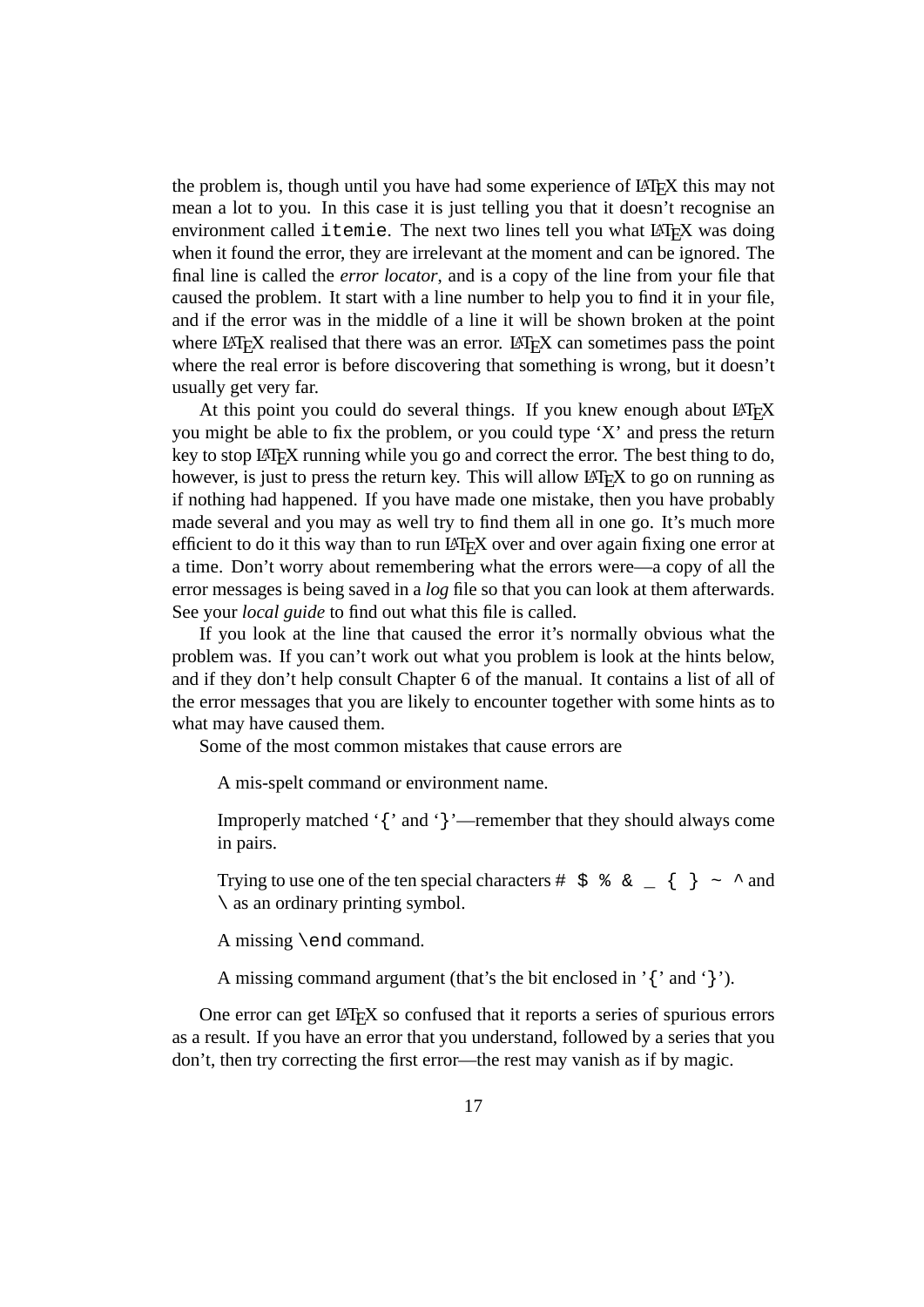the problem is, though until you have had some experience of LaTeX this may not mean a lot to you. In this case it is just telling you that it doesn't recognise an environment called `itemie`. The next two lines tell you what LaTeX was doing when it found the error, they are irrelevant at the moment and can be ignored. The final line is called the *error locator*, and is a copy of the line from your file that caused the problem. It start with a line number to help you to find it in your file, and if the error was in the middle of a line it will be shown broken at the point where LaTeX realised that there was an error. LaTeX can sometimes pass the point where the real error is before discovering that something is wrong, but it doesn't usually get very far.

At this point you could do several things. If you knew enough about LaTeX you might be able to fix the problem, or you could type 'X' and press the return key to stop LaTeX running while you go and correct the error. The best thing to do, however, is just to press the return key. This will allow LaTeX to go on running as if nothing had happened. If you have made one mistake, then you have probably made several and you may as well try to find them all in one go. It's much more efficient to do it this way than to run LaTeX over and over again fixing one error at a time. Don't worry about remembering what the errors were—a copy of all the error messages is being saved in a *log* file so that you can look at them afterwards. See your *local guide* to find out what this file is called.

If you look at the line that caused the error it's normally obvious what the problem was. If you can't work out what you problem is look at the hints below, and if they don't help consult Chapter 6 of the manual. It contains a list of all of the error messages that you are likely to encounter together with some hints as to what may have caused them.

Some of the most common mistakes that cause errors are

- A mis-spelt command or environment name.
- Improperly matched '`{`' and '`}`'—remember that they should always come in pairs.
- Trying to use one of the ten special characters `# $ % & _ { } ~ ^` and `\` as an ordinary printing symbol.
- A missing `\end` command.
- A missing command argument (that's the bit enclosed in '`{`' and '`}`').

One error can get LaTeX so confused that it reports a series of spurious errors as a result. If you have an error that you understand, followed by a series that you don't, then try correcting the first error—the rest may vanish as if by magic.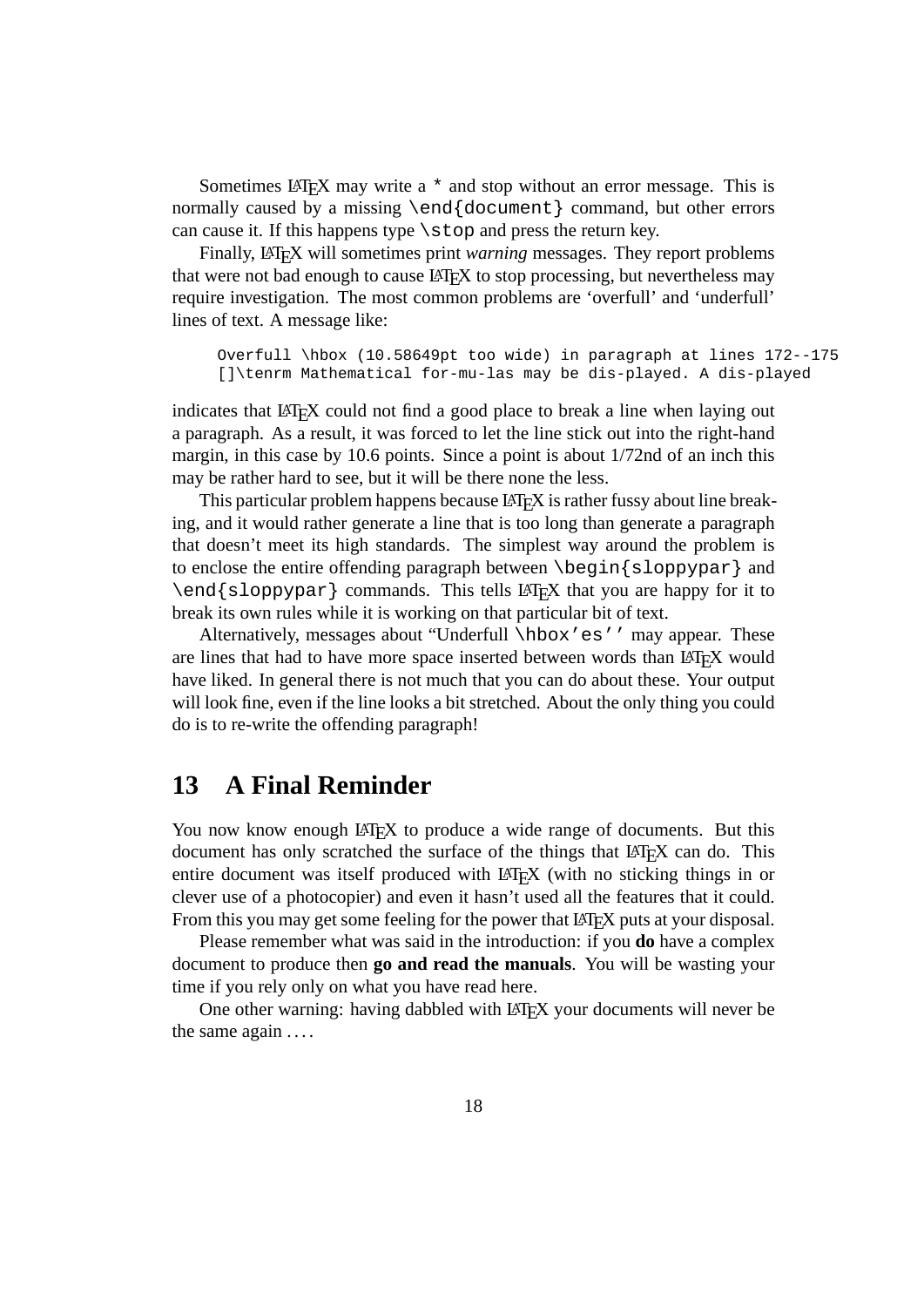Sometimes LaTeX may write a `*` and stop without an error message. This is normally caused by a missing `\end{document}` command, but other errors can cause it. If this happens type `\stop` and press the return key.

Finally, LaTeX will sometimes print *warning* messages. They report problems that were not bad enough to cause LaTeX to stop processing, but nevertheless may require investigation. The most common problems are 'overfull' and 'underfull' lines of text. A message like:

```
Overfull \hbox (10.58649pt too wide) in paragraph at lines 172--175
[]\tenrm Mathematical for-mu-las may be dis-played. A dis-played
```

indicates that LaTeX could not find a good place to break a line when laying out a paragraph. As a result, it was forced to let the line stick out into the right-hand margin, in this case by 10.6 points. Since a point is about 1/72nd of an inch this may be rather hard to see, but it will be there none the less.

This particular problem happens because LaTeX is rather fussy about line breaking, and it would rather generate a line that is too long than generate a paragraph that doesn't meet its high standards. The simplest way around the problem is to enclose the entire offending paragraph between `\begin{sloppypar}` and `\end{sloppypar}` commands. This tells LaTeX that you are happy for it to break its own rules while it is working on that particular bit of text.

Alternatively, messages about "Underfull `\hbox'es''` may appear. These are lines that had to have more space inserted between words than LaTeX would have liked. In general there is not much that you can do about these. Your output will look fine, even if the line looks a bit stretched. About the only thing you could do is to re-write the offending paragraph!

## 13 A Final Reminder

You now know enough LaTeX to produce a wide range of documents. But this document has only scratched the surface of the things that LaTeX can do. This entire document was itself produced with LaTeX (with no sticking things in or clever use of a photocopier) and even it hasn't used all the features that it could. From this you may get some feeling for the power that LaTeX puts at your disposal.

Please remember what was said in the introduction: if you **do** have a complex document to produce then **go and read the manuals**. You will be wasting your time if you rely only on what you have read here.

One other warning: having dabbled with LaTeX your documents will never be the same again ....